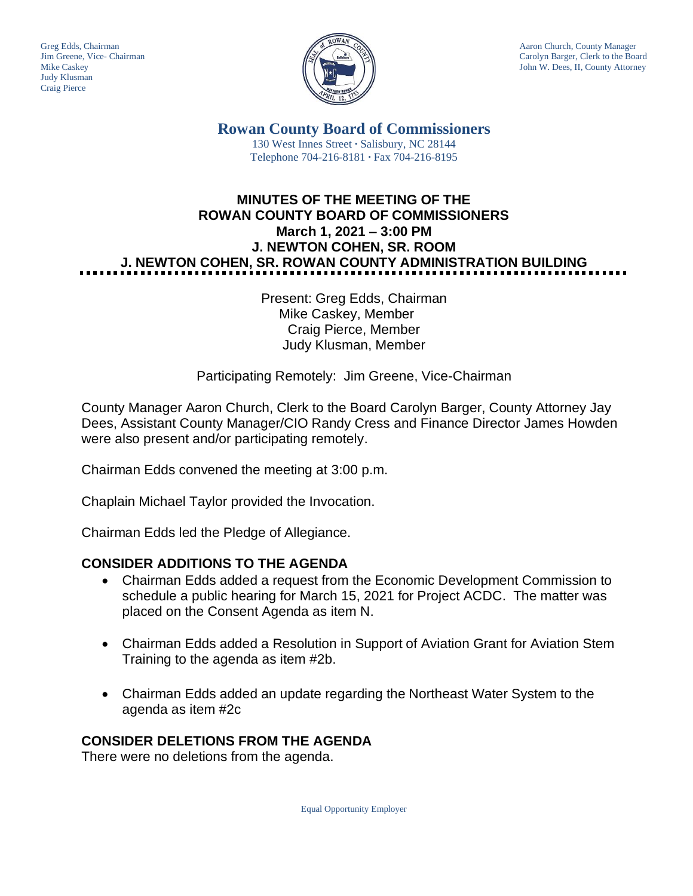Greg Edds, Chairman
Jim Greene, Vice- Chairman
Mike Caskey
Judy Klusman
Craig Pierce

Aaron Church, County Manager
Carolyn Barger, Clerk to the Board
John W. Dees, II, County Attorney

# Rowan County Board of Commissioners

130 West Innes Street · Salisbury, NC 28144
Telephone 704-216-8181 · Fax 704-216-8195

## MINUTES OF THE MEETING OF THE ROWAN COUNTY BOARD OF COMMISSIONERS
## March 1, 2021 – 3:00 PM
## J. NEWTON COHEN, SR. ROOM
## J. NEWTON COHEN, SR. ROWAN COUNTY ADMINISTRATION BUILDING

Present: Greg Edds, Chairman
Mike Caskey, Member
Craig Pierce, Member
Judy Klusman, Member

Participating Remotely: Jim Greene, Vice-Chairman

County Manager Aaron Church, Clerk to the Board Carolyn Barger, County Attorney Jay Dees, Assistant County Manager/CIO Randy Cress and Finance Director James Howden were also present and/or participating remotely.

Chairman Edds convened the meeting at 3:00 p.m.

Chaplain Michael Taylor provided the Invocation.

Chairman Edds led the Pledge of Allegiance.

### CONSIDER ADDITIONS TO THE AGENDA

- Chairman Edds added a request from the Economic Development Commission to schedule a public hearing for March 15, 2021 for Project ACDC. The matter was placed on the Consent Agenda as item N.
- Chairman Edds added a Resolution in Support of Aviation Grant for Aviation Stem Training to the agenda as item #2b.
- Chairman Edds added an update regarding the Northeast Water System to the agenda as item #2c

### CONSIDER DELETIONS FROM THE AGENDA

There were no deletions from the agenda.

Equal Opportunity Employer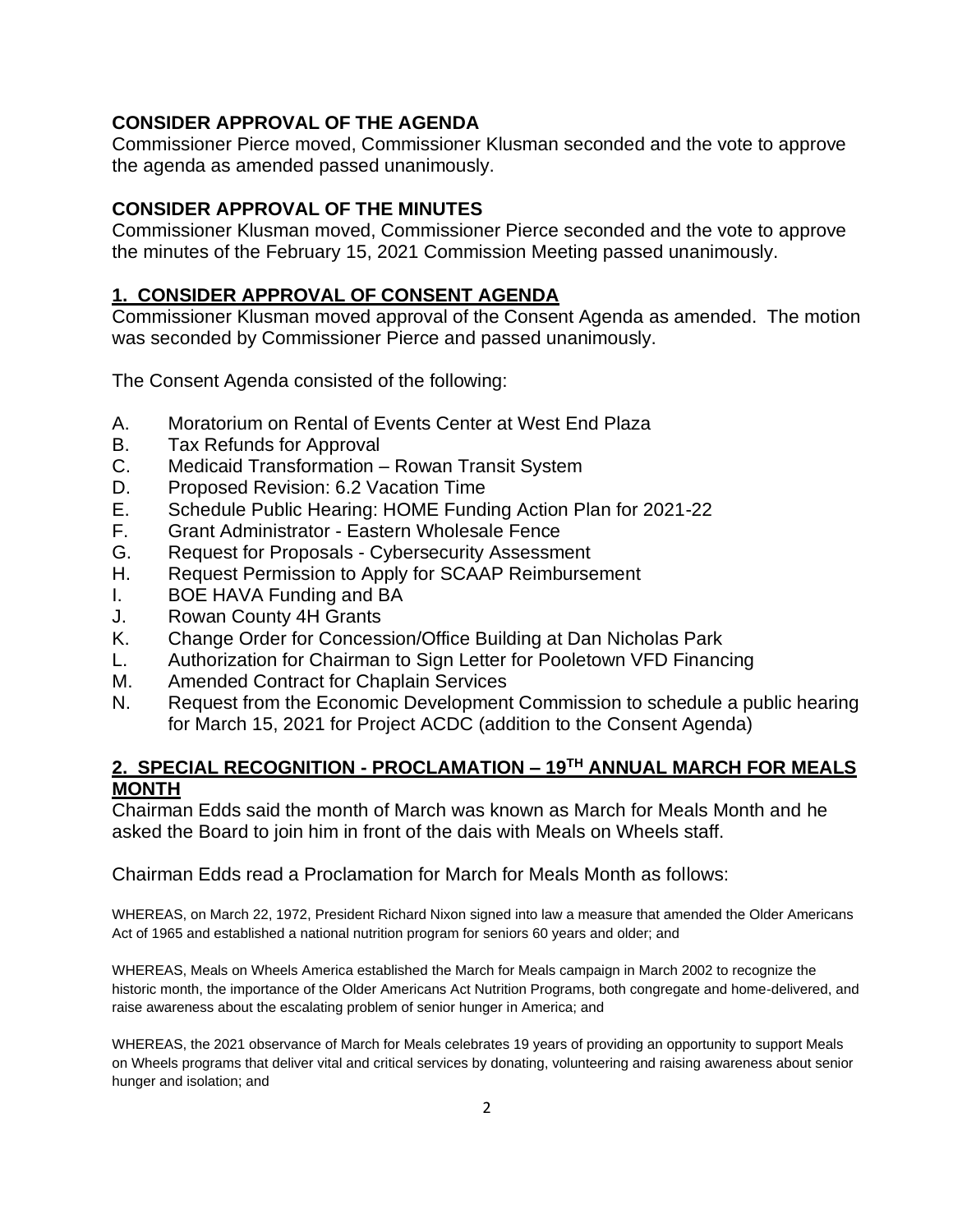## CONSIDER APPROVAL OF THE AGENDA

Commissioner Pierce moved, Commissioner Klusman seconded and the vote to approve the agenda as amended passed unanimously.

## CONSIDER APPROVAL OF THE MINUTES

Commissioner Klusman moved, Commissioner Pierce seconded and the vote to approve the minutes of the February 15, 2021 Commission Meeting passed unanimously.

## 1. CONSIDER APPROVAL OF CONSENT AGENDA

Commissioner Klusman moved approval of the Consent Agenda as amended. The motion was seconded by Commissioner Pierce and passed unanimously.

The Consent Agenda consisted of the following:

- A. Moratorium on Rental of Events Center at West End Plaza
- B. Tax Refunds for Approval
- C. Medicaid Transformation – Rowan Transit System
- D. Proposed Revision: 6.2 Vacation Time
- E. Schedule Public Hearing: HOME Funding Action Plan for 2021-22
- F. Grant Administrator - Eastern Wholesale Fence
- G. Request for Proposals - Cybersecurity Assessment
- H. Request Permission to Apply for SCAAP Reimbursement
- I. BOE HAVA Funding and BA
- J. Rowan County 4H Grants
- K. Change Order for Concession/Office Building at Dan Nicholas Park
- L. Authorization for Chairman to Sign Letter for Pooletown VFD Financing
- M. Amended Contract for Chaplain Services
- N. Request from the Economic Development Commission to schedule a public hearing for March 15, 2021 for Project ACDC (addition to the Consent Agenda)

## 2. SPECIAL RECOGNITION - PROCLAMATION – 19TH ANNUAL MARCH FOR MEALS MONTH

Chairman Edds said the month of March was known as March for Meals Month and he asked the Board to join him in front of the dais with Meals on Wheels staff.

Chairman Edds read a Proclamation for March for Meals Month as follows:

WHEREAS, on March 22, 1972, President Richard Nixon signed into law a measure that amended the Older Americans Act of 1965 and established a national nutrition program for seniors 60 years and older; and

WHEREAS, Meals on Wheels America established the March for Meals campaign in March 2002 to recognize the historic month, the importance of the Older Americans Act Nutrition Programs, both congregate and home-delivered, and raise awareness about the escalating problem of senior hunger in America; and

WHEREAS, the 2021 observance of March for Meals celebrates 19 years of providing an opportunity to support Meals on Wheels programs that deliver vital and critical services by donating, volunteering and raising awareness about senior hunger and isolation; and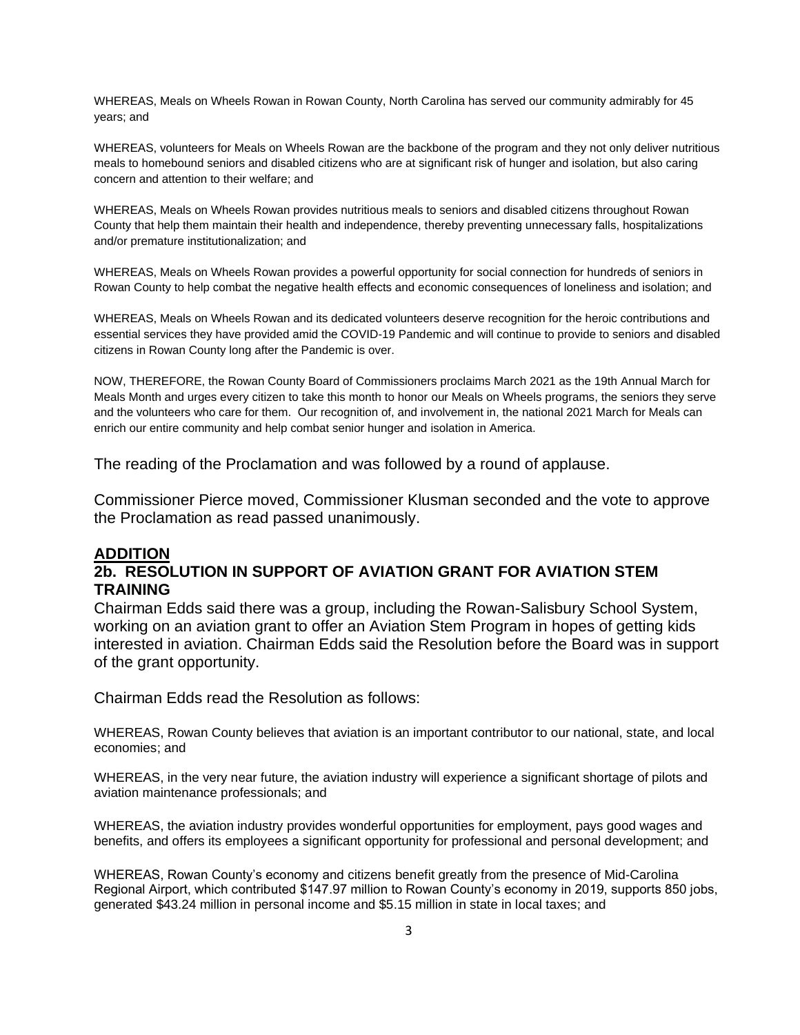WHEREAS, Meals on Wheels Rowan in Rowan County, North Carolina has served our community admirably for 45 years; and

WHEREAS, volunteers for Meals on Wheels Rowan are the backbone of the program and they not only deliver nutritious meals to homebound seniors and disabled citizens who are at significant risk of hunger and isolation, but also caring concern and attention to their welfare; and

WHEREAS, Meals on Wheels Rowan provides nutritious meals to seniors and disabled citizens throughout Rowan County that help them maintain their health and independence, thereby preventing unnecessary falls, hospitalizations and/or premature institutionalization; and

WHEREAS, Meals on Wheels Rowan provides a powerful opportunity for social connection for hundreds of seniors in Rowan County to help combat the negative health effects and economic consequences of loneliness and isolation; and

WHEREAS, Meals on Wheels Rowan and its dedicated volunteers deserve recognition for the heroic contributions and essential services they have provided amid the COVID-19 Pandemic and will continue to provide to seniors and disabled citizens in Rowan County long after the Pandemic is over.

NOW, THEREFORE, the Rowan County Board of Commissioners proclaims March 2021 as the 19th Annual March for Meals Month and urges every citizen to take this month to honor our Meals on Wheels programs, the seniors they serve and the volunteers who care for them. Our recognition of, and involvement in, the national 2021 March for Meals can enrich our entire community and help combat senior hunger and isolation in America.

The reading of the Proclamation and was followed by a round of applause.

Commissioner Pierce moved, Commissioner Klusman seconded and the vote to approve the Proclamation as read passed unanimously.

**ADDITION**

## 2b. RESOLUTION IN SUPPORT OF AVIATION GRANT FOR AVIATION STEM TRAINING

Chairman Edds said there was a group, including the Rowan-Salisbury School System, working on an aviation grant to offer an Aviation Stem Program in hopes of getting kids interested in aviation. Chairman Edds said the Resolution before the Board was in support of the grant opportunity.

Chairman Edds read the Resolution as follows:

WHEREAS, Rowan County believes that aviation is an important contributor to our national, state, and local economies; and

WHEREAS, in the very near future, the aviation industry will experience a significant shortage of pilots and aviation maintenance professionals; and

WHEREAS, the aviation industry provides wonderful opportunities for employment, pays good wages and benefits, and offers its employees a significant opportunity for professional and personal development; and

WHEREAS, Rowan County's economy and citizens benefit greatly from the presence of Mid-Carolina Regional Airport, which contributed $147.97 million to Rowan County's economy in 2019, supports 850 jobs, generated $43.24 million in personal income and $5.15 million in state in local taxes; and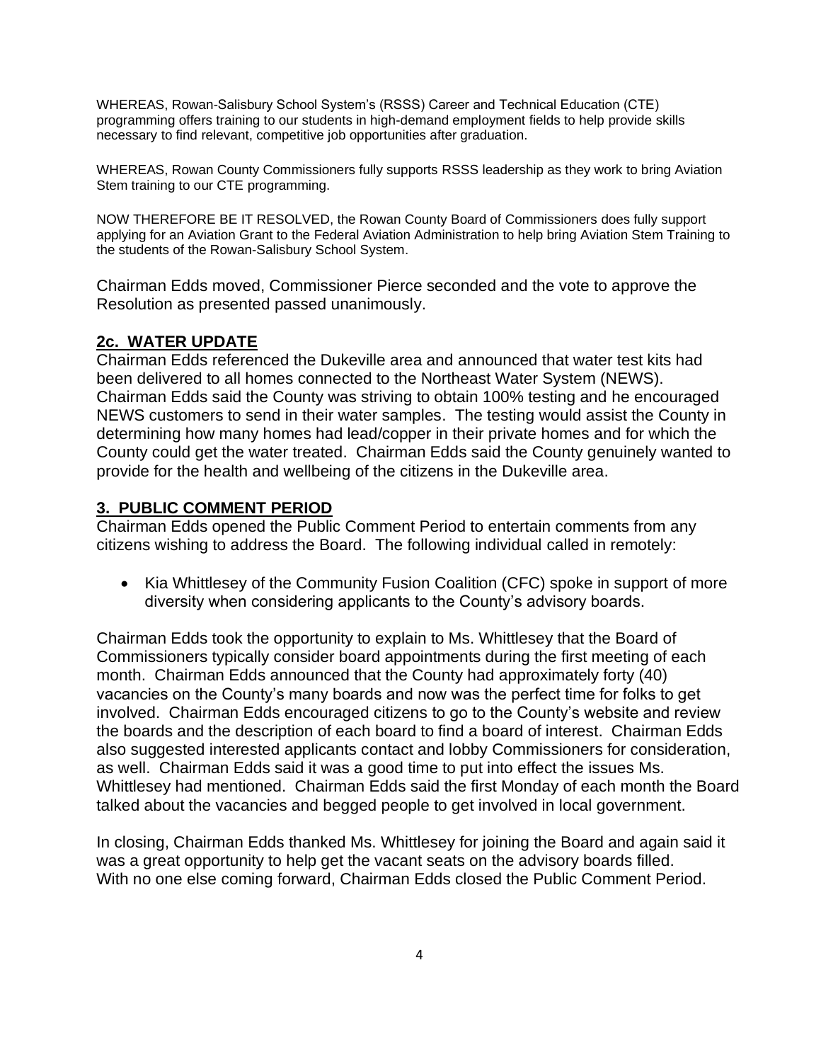WHEREAS, Rowan-Salisbury School System's (RSSS) Career and Technical Education (CTE) programming offers training to our students in high-demand employment fields to help provide skills necessary to find relevant, competitive job opportunities after graduation.

WHEREAS, Rowan County Commissioners fully supports RSSS leadership as they work to bring Aviation Stem training to our CTE programming.

NOW THEREFORE BE IT RESOLVED, the Rowan County Board of Commissioners does fully support applying for an Aviation Grant to the Federal Aviation Administration to help bring Aviation Stem Training to the students of the Rowan-Salisbury School System.

Chairman Edds moved, Commissioner Pierce seconded and the vote to approve the Resolution as presented passed unanimously.

## 2c. WATER UPDATE

Chairman Edds referenced the Dukeville area and announced that water test kits had been delivered to all homes connected to the Northeast Water System (NEWS). Chairman Edds said the County was striving to obtain 100% testing and he encouraged NEWS customers to send in their water samples. The testing would assist the County in determining how many homes had lead/copper in their private homes and for which the County could get the water treated. Chairman Edds said the County genuinely wanted to provide for the health and wellbeing of the citizens in the Dukeville area.

## 3. PUBLIC COMMENT PERIOD

Chairman Edds opened the Public Comment Period to entertain comments from any citizens wishing to address the Board. The following individual called in remotely:

- Kia Whittlesey of the Community Fusion Coalition (CFC) spoke in support of more diversity when considering applicants to the County's advisory boards.

Chairman Edds took the opportunity to explain to Ms. Whittlesey that the Board of Commissioners typically consider board appointments during the first meeting of each month. Chairman Edds announced that the County had approximately forty (40) vacancies on the County's many boards and now was the perfect time for folks to get involved. Chairman Edds encouraged citizens to go to the County's website and review the boards and the description of each board to find a board of interest. Chairman Edds also suggested interested applicants contact and lobby Commissioners for consideration, as well. Chairman Edds said it was a good time to put into effect the issues Ms. Whittlesey had mentioned. Chairman Edds said the first Monday of each month the Board talked about the vacancies and begged people to get involved in local government.

In closing, Chairman Edds thanked Ms. Whittlesey for joining the Board and again said it was a great opportunity to help get the vacant seats on the advisory boards filled. With no one else coming forward, Chairman Edds closed the Public Comment Period.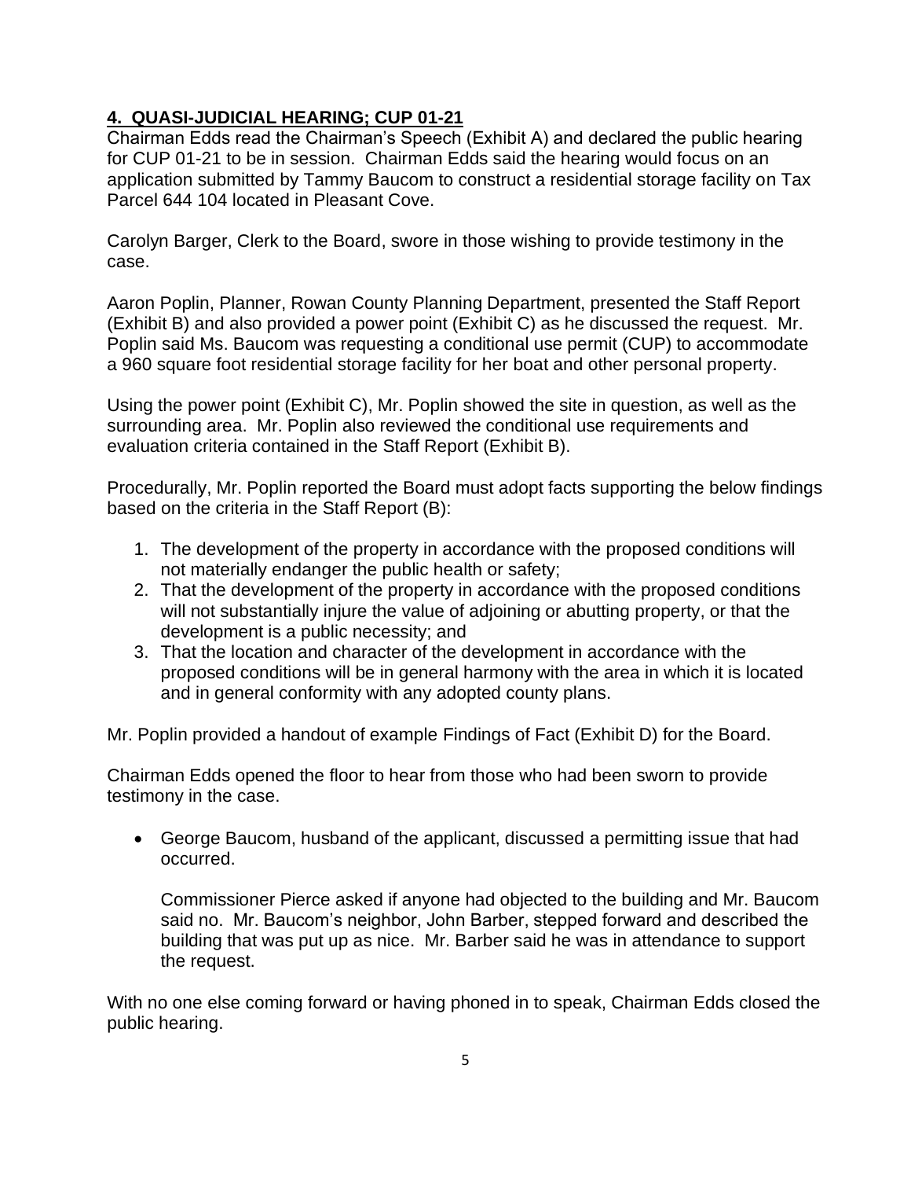## 4. QUASI-JUDICIAL HEARING; CUP 01-21

Chairman Edds read the Chairman's Speech (Exhibit A) and declared the public hearing for CUP 01-21 to be in session. Chairman Edds said the hearing would focus on an application submitted by Tammy Baucom to construct a residential storage facility on Tax Parcel 644 104 located in Pleasant Cove.

Carolyn Barger, Clerk to the Board, swore in those wishing to provide testimony in the case.

Aaron Poplin, Planner, Rowan County Planning Department, presented the Staff Report (Exhibit B) and also provided a power point (Exhibit C) as he discussed the request. Mr. Poplin said Ms. Baucom was requesting a conditional use permit (CUP) to accommodate a 960 square foot residential storage facility for her boat and other personal property.

Using the power point (Exhibit C), Mr. Poplin showed the site in question, as well as the surrounding area. Mr. Poplin also reviewed the conditional use requirements and evaluation criteria contained in the Staff Report (Exhibit B).

Procedurally, Mr. Poplin reported the Board must adopt facts supporting the below findings based on the criteria in the Staff Report (B):

1. The development of the property in accordance with the proposed conditions will not materially endanger the public health or safety;
2. That the development of the property in accordance with the proposed conditions will not substantially injure the value of adjoining or abutting property, or that the development is a public necessity; and
3. That the location and character of the development in accordance with the proposed conditions will be in general harmony with the area in which it is located and in general conformity with any adopted county plans.

Mr. Poplin provided a handout of example Findings of Fact (Exhibit D) for the Board.

Chairman Edds opened the floor to hear from those who had been sworn to provide testimony in the case.

- George Baucom, husband of the applicant, discussed a permitting issue that had occurred.

  Commissioner Pierce asked if anyone had objected to the building and Mr. Baucom said no. Mr. Baucom's neighbor, John Barber, stepped forward and described the building that was put up as nice. Mr. Barber said he was in attendance to support the request.

With no one else coming forward or having phoned in to speak, Chairman Edds closed the public hearing.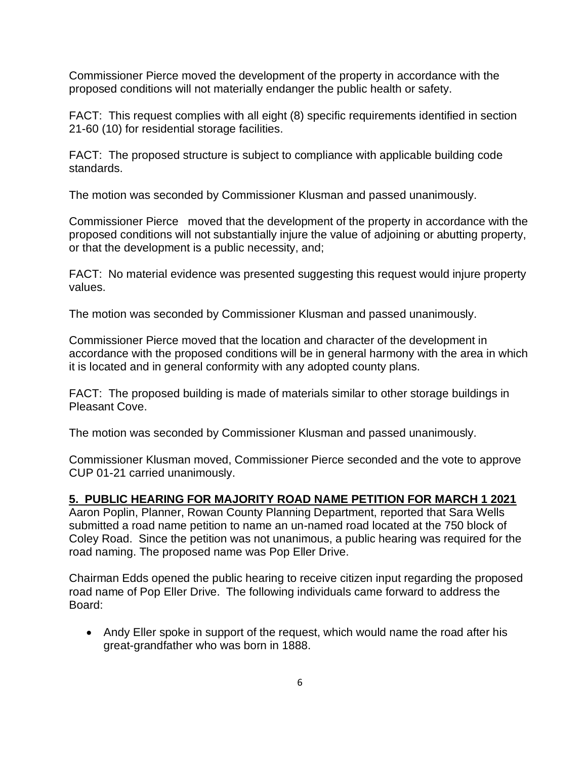Commissioner Pierce moved the development of the property in accordance with the proposed conditions will not materially endanger the public health or safety.

FACT: This request complies with all eight (8) specific requirements identified in section 21-60 (10) for residential storage facilities.

FACT: The proposed structure is subject to compliance with applicable building code standards.

The motion was seconded by Commissioner Klusman and passed unanimously.

Commissioner Pierce moved that the development of the property in accordance with the proposed conditions will not substantially injure the value of adjoining or abutting property, or that the development is a public necessity, and;

FACT: No material evidence was presented suggesting this request would injure property values.

The motion was seconded by Commissioner Klusman and passed unanimously.

Commissioner Pierce moved that the location and character of the development in accordance with the proposed conditions will be in general harmony with the area in which it is located and in general conformity with any adopted county plans.

FACT: The proposed building is made of materials similar to other storage buildings in Pleasant Cove.

The motion was seconded by Commissioner Klusman and passed unanimously.

Commissioner Klusman moved, Commissioner Pierce seconded and the vote to approve CUP 01-21 carried unanimously.

**5. PUBLIC HEARING FOR MAJORITY ROAD NAME PETITION FOR MARCH 1 2021**

Aaron Poplin, Planner, Rowan County Planning Department, reported that Sara Wells submitted a road name petition to name an un-named road located at the 750 block of Coley Road. Since the petition was not unanimous, a public hearing was required for the road naming. The proposed name was Pop Eller Drive.

Chairman Edds opened the public hearing to receive citizen input regarding the proposed road name of Pop Eller Drive. The following individuals came forward to address the Board:

- Andy Eller spoke in support of the request, which would name the road after his great-grandfather who was born in 1888.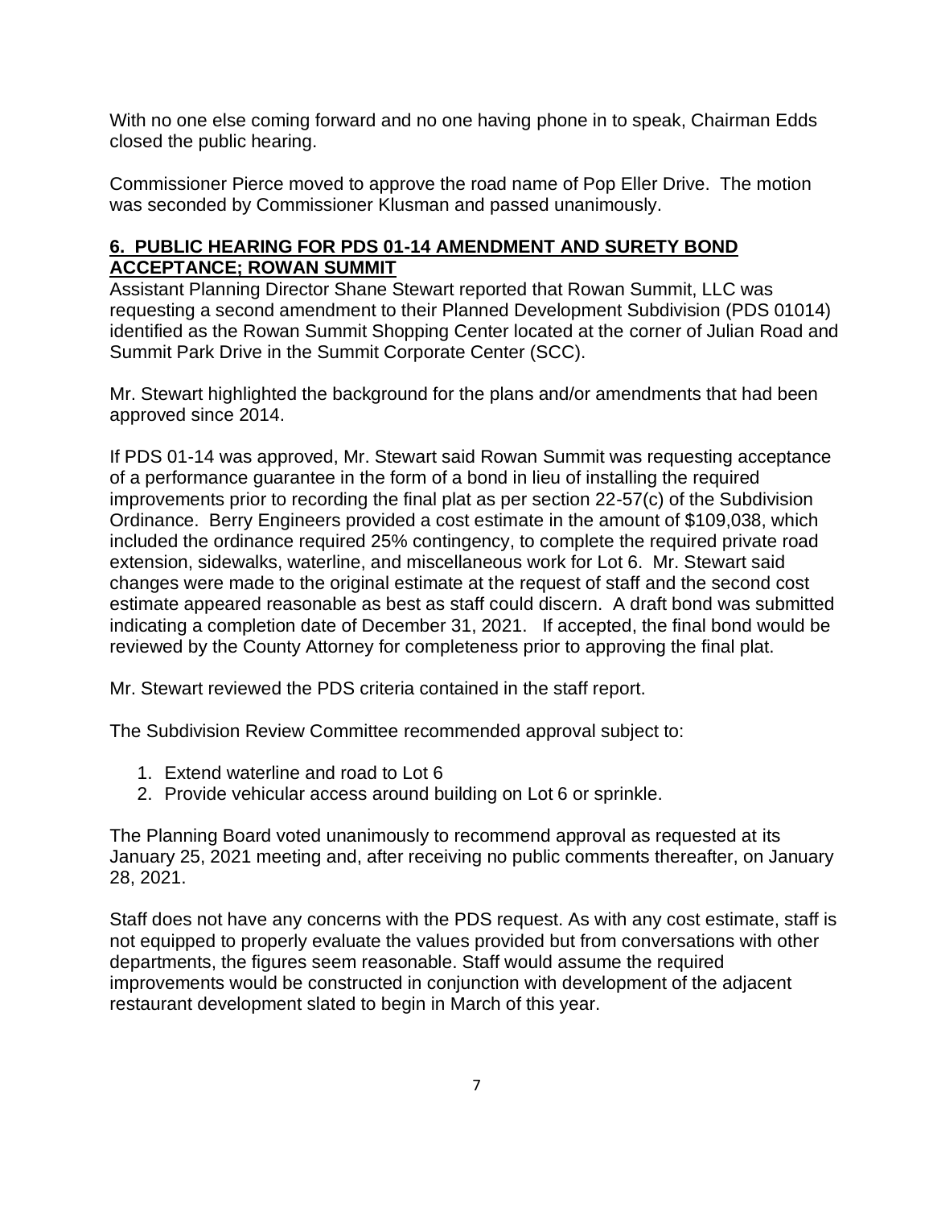With no one else coming forward and no one having phone in to speak, Chairman Edds closed the public hearing.

Commissioner Pierce moved to approve the road name of Pop Eller Drive. The motion was seconded by Commissioner Klusman and passed unanimously.

## **6. PUBLIC HEARING FOR PDS 01-14 AMENDMENT AND SURETY BOND ACCEPTANCE; ROWAN SUMMIT**

Assistant Planning Director Shane Stewart reported that Rowan Summit, LLC was requesting a second amendment to their Planned Development Subdivision (PDS 01014) identified as the Rowan Summit Shopping Center located at the corner of Julian Road and Summit Park Drive in the Summit Corporate Center (SCC).

Mr. Stewart highlighted the background for the plans and/or amendments that had been approved since 2014.

If PDS 01-14 was approved, Mr. Stewart said Rowan Summit was requesting acceptance of a performance guarantee in the form of a bond in lieu of installing the required improvements prior to recording the final plat as per section 22-57(c) of the Subdivision Ordinance. Berry Engineers provided a cost estimate in the amount of $109,038, which included the ordinance required 25% contingency, to complete the required private road extension, sidewalks, waterline, and miscellaneous work for Lot 6. Mr. Stewart said changes were made to the original estimate at the request of staff and the second cost estimate appeared reasonable as best as staff could discern. A draft bond was submitted indicating a completion date of December 31, 2021. If accepted, the final bond would be reviewed by the County Attorney for completeness prior to approving the final plat.

Mr. Stewart reviewed the PDS criteria contained in the staff report.

The Subdivision Review Committee recommended approval subject to:

1. Extend waterline and road to Lot 6
2. Provide vehicular access around building on Lot 6 or sprinkle.

The Planning Board voted unanimously to recommend approval as requested at its January 25, 2021 meeting and, after receiving no public comments thereafter, on January 28, 2021.

Staff does not have any concerns with the PDS request. As with any cost estimate, staff is not equipped to properly evaluate the values provided but from conversations with other departments, the figures seem reasonable. Staff would assume the required improvements would be constructed in conjunction with development of the adjacent restaurant development slated to begin in March of this year.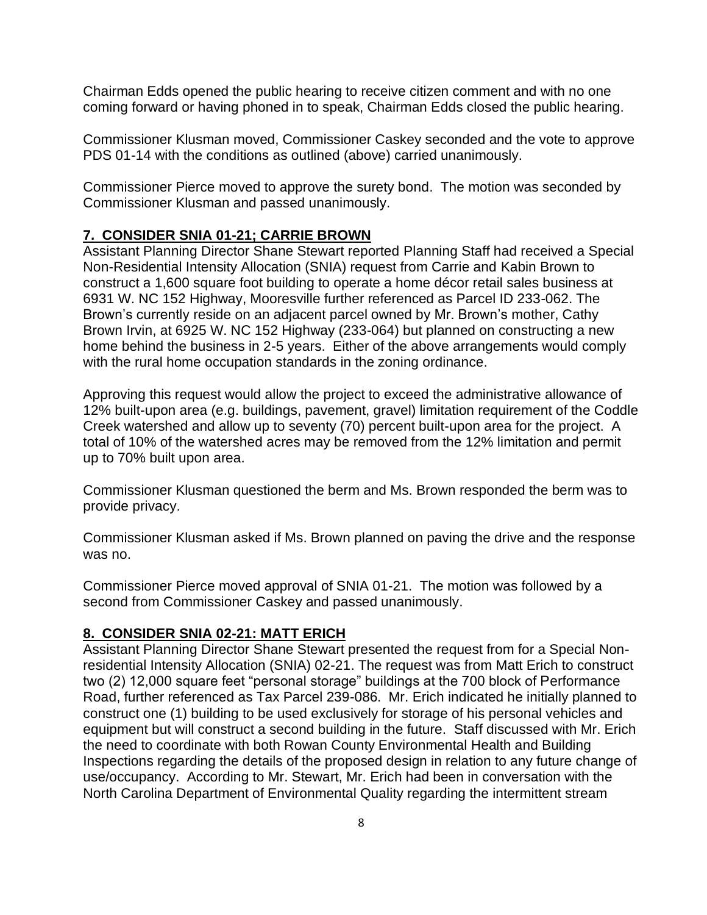Chairman Edds opened the public hearing to receive citizen comment and with no one coming forward or having phoned in to speak, Chairman Edds closed the public hearing.

Commissioner Klusman moved, Commissioner Caskey seconded and the vote to approve PDS 01-14 with the conditions as outlined (above) carried unanimously.

Commissioner Pierce moved to approve the surety bond. The motion was seconded by Commissioner Klusman and passed unanimously.

## 7. CONSIDER SNIA 01-21; CARRIE BROWN

Assistant Planning Director Shane Stewart reported Planning Staff had received a Special Non-Residential Intensity Allocation (SNIA) request from Carrie and Kabin Brown to construct a 1,600 square foot building to operate a home décor retail sales business at 6931 W. NC 152 Highway, Mooresville further referenced as Parcel ID 233-062. The Brown's currently reside on an adjacent parcel owned by Mr. Brown's mother, Cathy Brown Irvin, at 6925 W. NC 152 Highway (233-064) but planned on constructing a new home behind the business in 2-5 years. Either of the above arrangements would comply with the rural home occupation standards in the zoning ordinance.

Approving this request would allow the project to exceed the administrative allowance of 12% built-upon area (e.g. buildings, pavement, gravel) limitation requirement of the Coddle Creek watershed and allow up to seventy (70) percent built-upon area for the project. A total of 10% of the watershed acres may be removed from the 12% limitation and permit up to 70% built upon area.

Commissioner Klusman questioned the berm and Ms. Brown responded the berm was to provide privacy.

Commissioner Klusman asked if Ms. Brown planned on paving the drive and the response was no.

Commissioner Pierce moved approval of SNIA 01-21. The motion was followed by a second from Commissioner Caskey and passed unanimously.

## 8. CONSIDER SNIA 02-21: MATT ERICH

Assistant Planning Director Shane Stewart presented the request from for a Special Non-residential Intensity Allocation (SNIA) 02-21. The request was from Matt Erich to construct two (2) 12,000 square feet "personal storage" buildings at the 700 block of Performance Road, further referenced as Tax Parcel 239-086. Mr. Erich indicated he initially planned to construct one (1) building to be used exclusively for storage of his personal vehicles and equipment but will construct a second building in the future. Staff discussed with Mr. Erich the need to coordinate with both Rowan County Environmental Health and Building Inspections regarding the details of the proposed design in relation to any future change of use/occupancy. According to Mr. Stewart, Mr. Erich had been in conversation with the North Carolina Department of Environmental Quality regarding the intermittent stream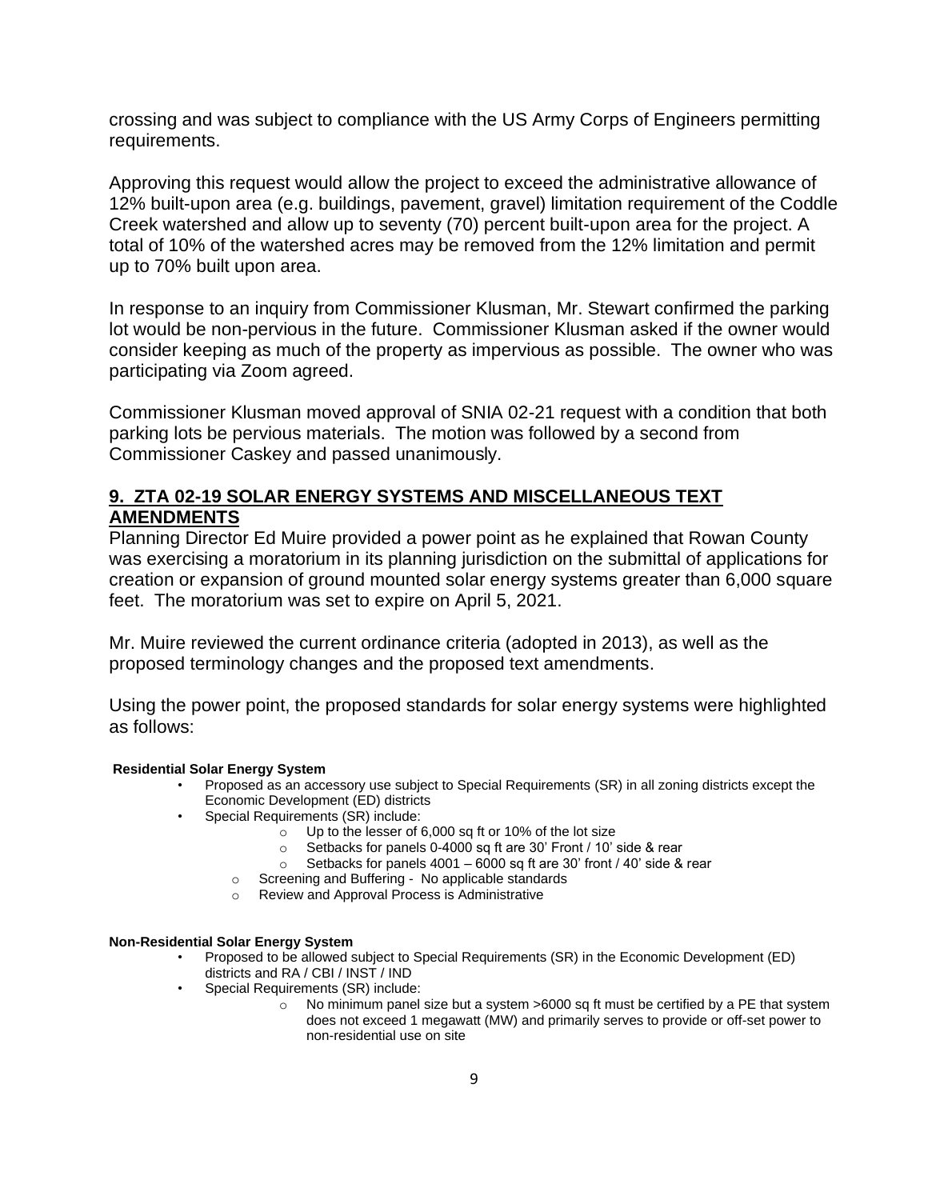crossing and was subject to compliance with the US Army Corps of Engineers permitting requirements.

Approving this request would allow the project to exceed the administrative allowance of 12% built-upon area (e.g. buildings, pavement, gravel) limitation requirement of the Coddle Creek watershed and allow up to seventy (70) percent built-upon area for the project. A total of 10% of the watershed acres may be removed from the 12% limitation and permit up to 70% built upon area.

In response to an inquiry from Commissioner Klusman, Mr. Stewart confirmed the parking lot would be non-pervious in the future. Commissioner Klusman asked if the owner would consider keeping as much of the property as impervious as possible. The owner who was participating via Zoom agreed.

Commissioner Klusman moved approval of SNIA 02-21 request with a condition that both parking lots be pervious materials. The motion was followed by a second from Commissioner Caskey and passed unanimously.

## 9. ZTA 02-19 SOLAR ENERGY SYSTEMS AND MISCELLANEOUS TEXT AMENDMENTS

Planning Director Ed Muire provided a power point as he explained that Rowan County was exercising a moratorium in its planning jurisdiction on the submittal of applications for creation or expansion of ground mounted solar energy systems greater than 6,000 square feet. The moratorium was set to expire on April 5, 2021.

Mr. Muire reviewed the current ordinance criteria (adopted in 2013), as well as the proposed terminology changes and the proposed text amendments.

Using the power point, the proposed standards for solar energy systems were highlighted as follows:

**Residential Solar Energy System**

- Proposed as an accessory use subject to Special Requirements (SR) in all zoning districts except the Economic Development (ED) districts
- Special Requirements (SR) include:
  - Up to the lesser of 6,000 sq ft or 10% of the lot size
  - Setbacks for panels 0-4000 sq ft are 30' Front / 10' side & rear
  - Setbacks for panels 4001 – 6000 sq ft are 30' front / 40' side & rear
  - Screening and Buffering - No applicable standards
  - Review and Approval Process is Administrative

**Non-Residential Solar Energy System**

- Proposed to be allowed subject to Special Requirements (SR) in the Economic Development (ED) districts and RA / CBI / INST / IND
- Special Requirements (SR) include:
  - No minimum panel size but a system >6000 sq ft must be certified by a PE that system does not exceed 1 megawatt (MW) and primarily serves to provide or off-set power to non-residential use on site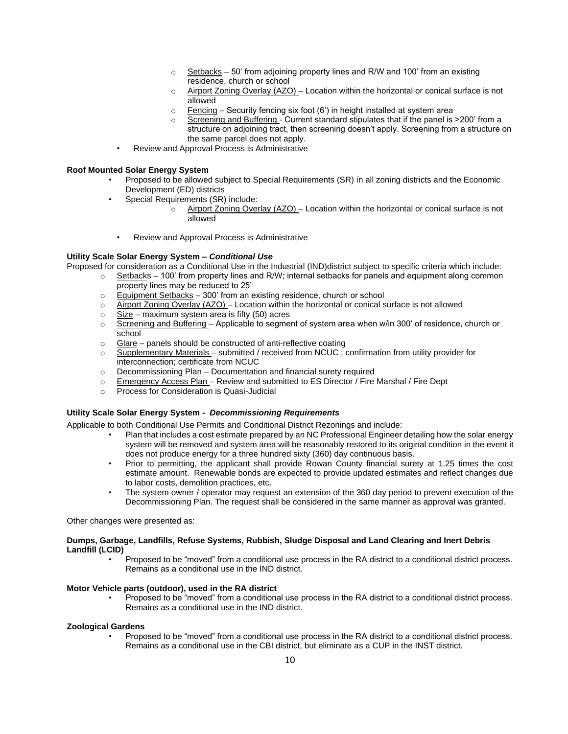- Setbacks – 50' from adjoining property lines and R/W and 100' from an existing residence, church or school
  - Airport Zoning Overlay (AZO) – Location within the horizontal or conical surface is not allowed
  - Fencing – Security fencing six foot (6') in height installed at system area
  - Screening and Buffering - Current standard stipulates that if the panel is >200' from a structure on adjoining tract, then screening doesn't apply. Screening from a structure on the same parcel does not apply.
- Review and Approval Process is Administrative

**Roof Mounted Solar Energy System**

- Proposed to be allowed subject to Special Requirements (SR) in all zoning districts and the Economic Development (ED) districts
- Special Requirements (SR) include:
  - Airport Zoning Overlay (AZO) – Location within the horizontal or conical surface is not allowed
- Review and Approval Process is Administrative

**Utility Scale Solar Energy System – *Conditional Use***

Proposed for consideration as a Conditional Use in the Industrial (IND)district subject to specific criteria which include:

- Setbacks – 100' from property lines and R/W; internal setbacks for panels and equipment along common property lines may be reduced to 25'
- Equipment Setbacks – 300' from an existing residence, church or school
- Airport Zoning Overlay (AZO) – Location within the horizontal or conical surface is not allowed
- Size – maximum system area is fifty (50) acres
- Screening and Buffering – Applicable to segment of system area when w/in 300' of residence, church or school
- Glare – panels should be constructed of anti-reflective coating
- Supplementary Materials – submitted / received from NCUC ; confirmation from utility provider for interconnection; certificate from NCUC
- Decommissioning Plan – Documentation and financial surety required
- Emergency Access Plan – Review and submitted to ES Director / Fire Marshal / Fire Dept
- Process for Consideration is Quasi-Judicial

**Utility Scale Solar Energy System - *Decommissioning Requirements***

Applicable to both Conditional Use Permits and Conditional District Rezonings and include:

- Plan that includes a cost estimate prepared by an NC Professional Engineer detailing how the solar energy system will be removed and system area will be reasonably restored to its original condition in the event it does not produce energy for a three hundred sixty (360) day continuous basis.
- Prior to permitting, the applicant shall provide Rowan County financial surety at 1.25 times the cost estimate amount. Renewable bonds are expected to provide updated estimates and reflect changes due to labor costs, demolition practices, etc.
- The system owner / operator may request an extension of the 360 day period to prevent execution of the Decommissioning Plan. The request shall be considered in the same manner as approval was granted.

Other changes were presented as:

**Dumps, Garbage, Landfills, Refuse Systems, Rubbish, Sludge Disposal and Land Clearing and Inert Debris Landfill (LCID)**

- Proposed to be "moved" from a conditional use process in the RA district to a conditional district process. Remains as a conditional use in the IND district.

**Motor Vehicle parts (outdoor), used in the RA district**

- Proposed to be "moved" from a conditional use process in the RA district to a conditional district process. Remains as a conditional use in the IND district.

**Zoological Gardens**

- Proposed to be "moved" from a conditional use process in the RA district to a conditional district process. Remains as a conditional use in the CBI district, but eliminate as a CUP in the INST district.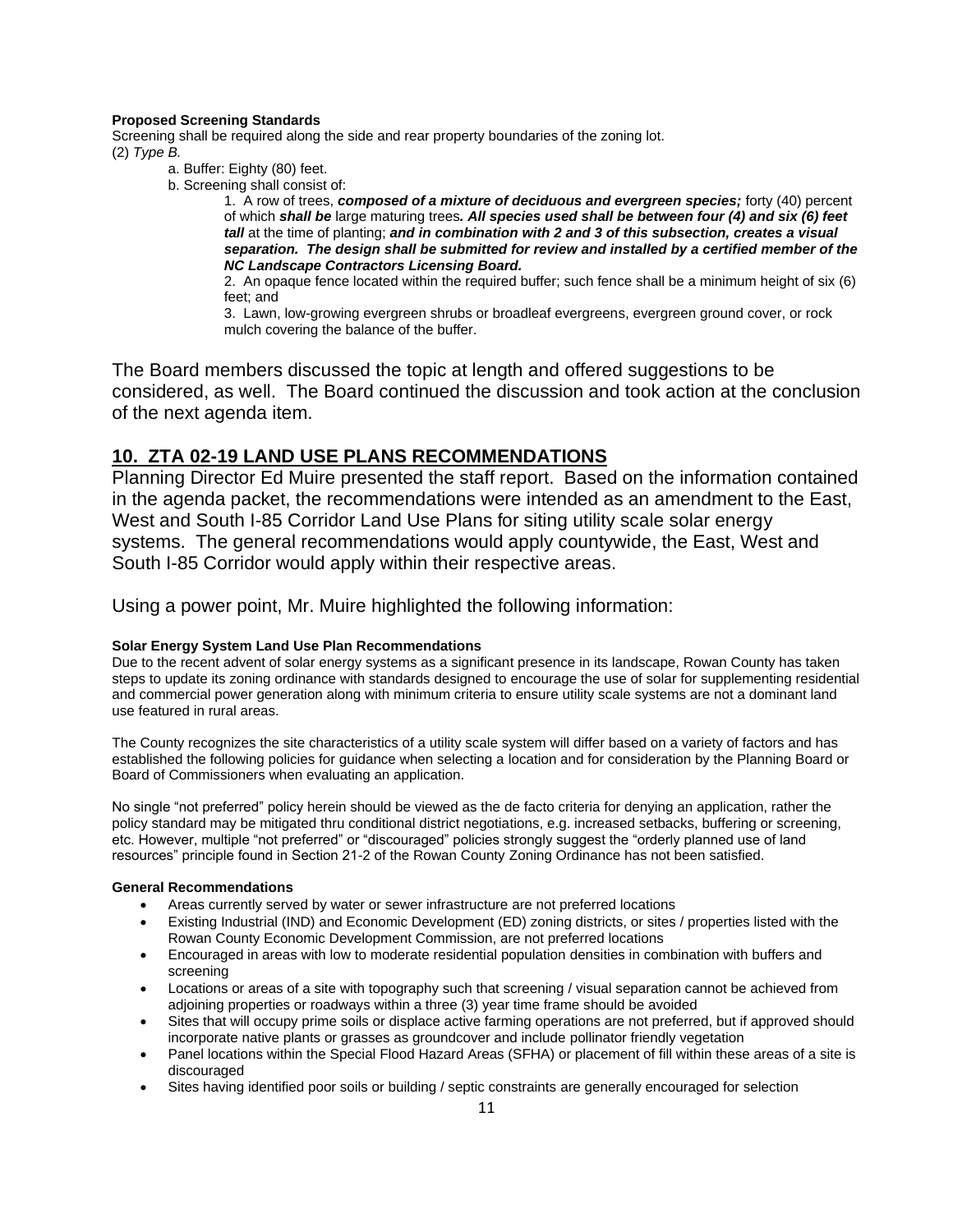**Proposed Screening Standards**

Screening shall be required along the side and rear property boundaries of the zoning lot.

(2) *Type B.*

a. Buffer: Eighty (80) feet.

b. Screening shall consist of:

1. A row of trees, ***composed of a mixture of deciduous and evergreen species;*** forty (40) percent of which ***shall be*** large maturing trees***. All species used shall be between four (4) and six (6) feet tall*** at the time of planting; ***and in combination with 2 and 3 of this subsection, creates a visual separation. The design shall be submitted for review and installed by a certified member of the NC Landscape Contractors Licensing Board.***

2. An opaque fence located within the required buffer; such fence shall be a minimum height of six (6) feet; and

3. Lawn, low-growing evergreen shrubs or broadleaf evergreens, evergreen ground cover, or rock mulch covering the balance of the buffer.

The Board members discussed the topic at length and offered suggestions to be considered, as well. The Board continued the discussion and took action at the conclusion of the next agenda item.

## 10. ZTA 02-19 LAND USE PLANS RECOMMENDATIONS

Planning Director Ed Muire presented the staff report. Based on the information contained in the agenda packet, the recommendations were intended as an amendment to the East, West and South I-85 Corridor Land Use Plans for siting utility scale solar energy systems. The general recommendations would apply countywide, the East, West and South I-85 Corridor would apply within their respective areas.

Using a power point, Mr. Muire highlighted the following information:

**Solar Energy System Land Use Plan Recommendations**

Due to the recent advent of solar energy systems as a significant presence in its landscape, Rowan County has taken steps to update its zoning ordinance with standards designed to encourage the use of solar for supplementing residential and commercial power generation along with minimum criteria to ensure utility scale systems are not a dominant land use featured in rural areas.

The County recognizes the site characteristics of a utility scale system will differ based on a variety of factors and has established the following policies for guidance when selecting a location and for consideration by the Planning Board or Board of Commissioners when evaluating an application.

No single "not preferred" policy herein should be viewed as the de facto criteria for denying an application, rather the policy standard may be mitigated thru conditional district negotiations, e.g. increased setbacks, buffering or screening, etc. However, multiple "not preferred" or "discouraged" policies strongly suggest the "orderly planned use of land resources" principle found in Section 21-2 of the Rowan County Zoning Ordinance has not been satisfied.

**General Recommendations**

- Areas currently served by water or sewer infrastructure are not preferred locations
- Existing Industrial (IND) and Economic Development (ED) zoning districts, or sites / properties listed with the Rowan County Economic Development Commission, are not preferred locations
- Encouraged in areas with low to moderate residential population densities in combination with buffers and screening
- Locations or areas of a site with topography such that screening / visual separation cannot be achieved from adjoining properties or roadways within a three (3) year time frame should be avoided
- Sites that will occupy prime soils or displace active farming operations are not preferred, but if approved should incorporate native plants or grasses as groundcover and include pollinator friendly vegetation
- Panel locations within the Special Flood Hazard Areas (SFHA) or placement of fill within these areas of a site is discouraged
- Sites having identified poor soils or building / septic constraints are generally encouraged for selection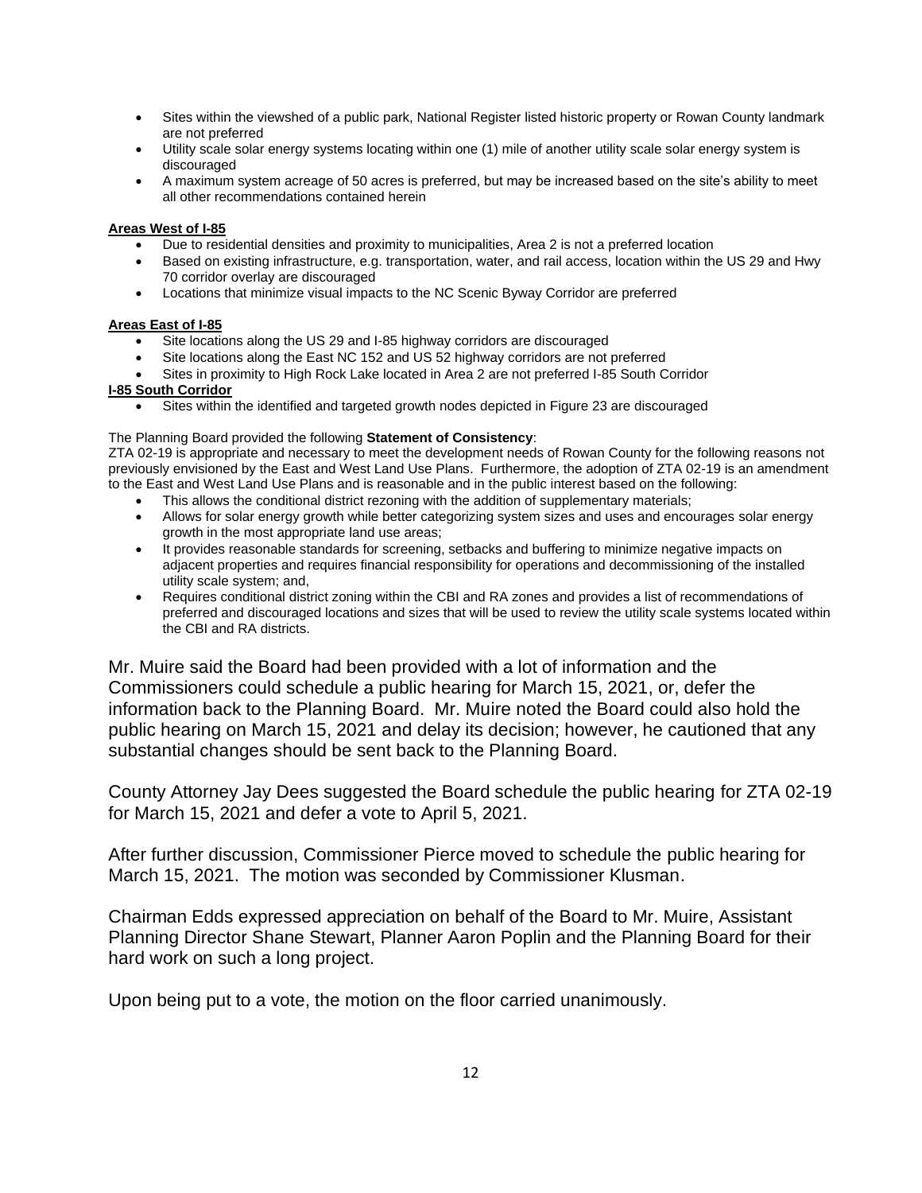- Sites within the viewshed of a public park, National Register listed historic property or Rowan County landmark are not preferred
- Utility scale solar energy systems locating within one (1) mile of another utility scale solar energy system is discouraged
- A maximum system acreage of 50 acres is preferred, but may be increased based on the site's ability to meet all other recommendations contained herein

**Areas West of I-85**

- Due to residential densities and proximity to municipalities, Area 2 is not a preferred location
- Based on existing infrastructure, e.g. transportation, water, and rail access, location within the US 29 and Hwy 70 corridor overlay are discouraged
- Locations that minimize visual impacts to the NC Scenic Byway Corridor are preferred

**Areas East of I-85**

- Site locations along the US 29 and I-85 highway corridors are discouraged
- Site locations along the East NC 152 and US 52 highway corridors are not preferred
- Sites in proximity to High Rock Lake located in Area 2 are not preferred I-85 South Corridor

**I-85 South Corridor**

- Sites within the identified and targeted growth nodes depicted in Figure 23 are discouraged

The Planning Board provided the following **Statement of Consistency**:
ZTA 02-19 is appropriate and necessary to meet the development needs of Rowan County for the following reasons not previously envisioned by the East and West Land Use Plans. Furthermore, the adoption of ZTA 02-19 is an amendment to the East and West Land Use Plans and is reasonable and in the public interest based on the following:

- This allows the conditional district rezoning with the addition of supplementary materials;
- Allows for solar energy growth while better categorizing system sizes and uses and encourages solar energy growth in the most appropriate land use areas;
- It provides reasonable standards for screening, setbacks and buffering to minimize negative impacts on adjacent properties and requires financial responsibility for operations and decommissioning of the installed utility scale system; and,
- Requires conditional district zoning within the CBI and RA zones and provides a list of recommendations of preferred and discouraged locations and sizes that will be used to review the utility scale systems located within the CBI and RA districts.

Mr. Muire said the Board had been provided with a lot of information and the Commissioners could schedule a public hearing for March 15, 2021, or, defer the information back to the Planning Board. Mr. Muire noted the Board could also hold the public hearing on March 15, 2021 and delay its decision; however, he cautioned that any substantial changes should be sent back to the Planning Board.

County Attorney Jay Dees suggested the Board schedule the public hearing for ZTA 02-19 for March 15, 2021 and defer a vote to April 5, 2021.

After further discussion, Commissioner Pierce moved to schedule the public hearing for March 15, 2021. The motion was seconded by Commissioner Klusman.

Chairman Edds expressed appreciation on behalf of the Board to Mr. Muire, Assistant Planning Director Shane Stewart, Planner Aaron Poplin and the Planning Board for their hard work on such a long project.

Upon being put to a vote, the motion on the floor carried unanimously.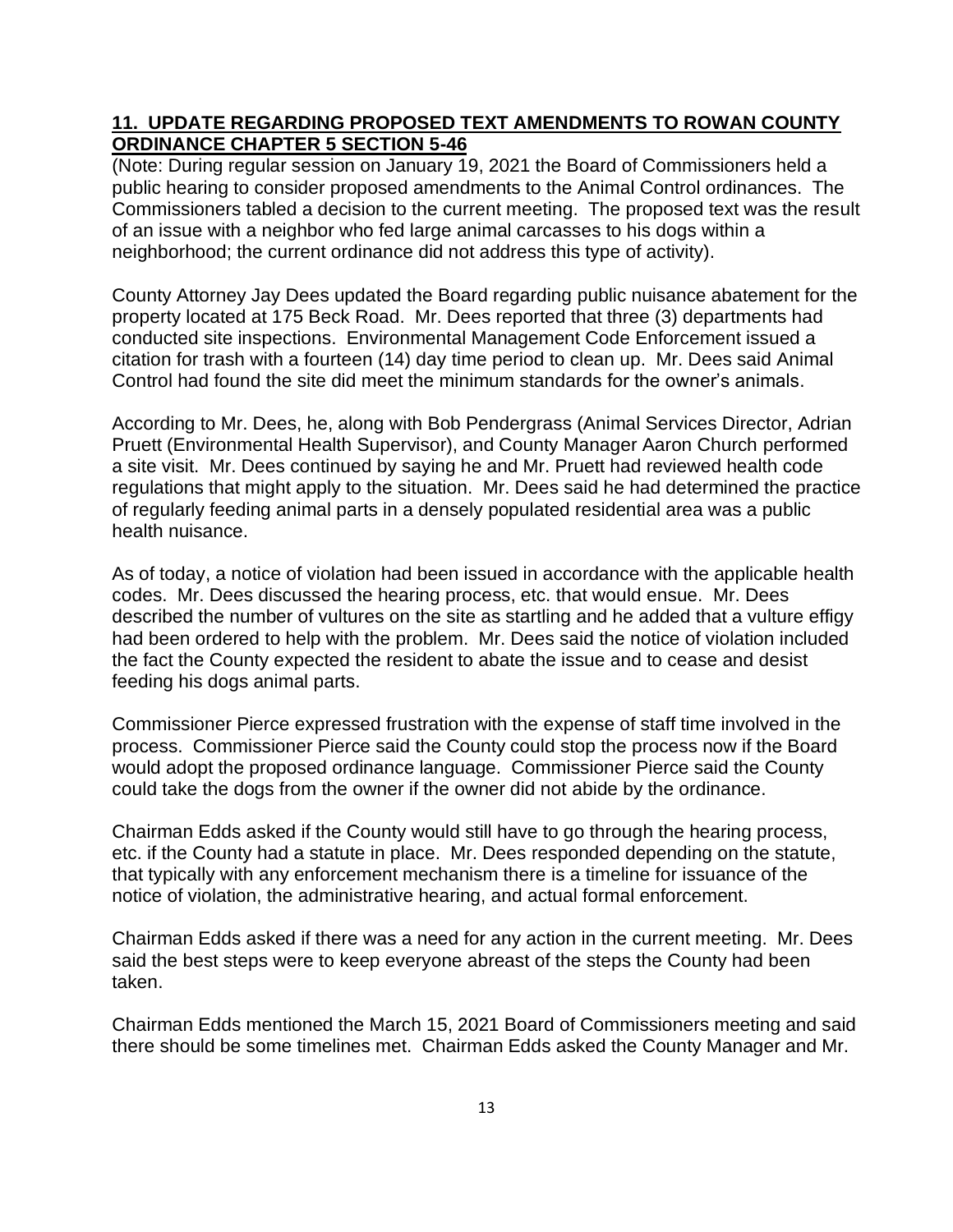## **11. UPDATE REGARDING PROPOSED TEXT AMENDMENTS TO ROWAN COUNTY ORDINANCE CHAPTER 5 SECTION 5-46**

(Note: During regular session on January 19, 2021 the Board of Commissioners held a public hearing to consider proposed amendments to the Animal Control ordinances. The Commissioners tabled a decision to the current meeting. The proposed text was the result of an issue with a neighbor who fed large animal carcasses to his dogs within a neighborhood; the current ordinance did not address this type of activity).

County Attorney Jay Dees updated the Board regarding public nuisance abatement for the property located at 175 Beck Road. Mr. Dees reported that three (3) departments had conducted site inspections. Environmental Management Code Enforcement issued a citation for trash with a fourteen (14) day time period to clean up. Mr. Dees said Animal Control had found the site did meet the minimum standards for the owner's animals.

According to Mr. Dees, he, along with Bob Pendergrass (Animal Services Director, Adrian Pruett (Environmental Health Supervisor), and County Manager Aaron Church performed a site visit. Mr. Dees continued by saying he and Mr. Pruett had reviewed health code regulations that might apply to the situation. Mr. Dees said he had determined the practice of regularly feeding animal parts in a densely populated residential area was a public health nuisance.

As of today, a notice of violation had been issued in accordance with the applicable health codes. Mr. Dees discussed the hearing process, etc. that would ensue. Mr. Dees described the number of vultures on the site as startling and he added that a vulture effigy had been ordered to help with the problem. Mr. Dees said the notice of violation included the fact the County expected the resident to abate the issue and to cease and desist feeding his dogs animal parts.

Commissioner Pierce expressed frustration with the expense of staff time involved in the process. Commissioner Pierce said the County could stop the process now if the Board would adopt the proposed ordinance language. Commissioner Pierce said the County could take the dogs from the owner if the owner did not abide by the ordinance.

Chairman Edds asked if the County would still have to go through the hearing process, etc. if the County had a statute in place. Mr. Dees responded depending on the statute, that typically with any enforcement mechanism there is a timeline for issuance of the notice of violation, the administrative hearing, and actual formal enforcement.

Chairman Edds asked if there was a need for any action in the current meeting. Mr. Dees said the best steps were to keep everyone abreast of the steps the County had been taken.

Chairman Edds mentioned the March 15, 2021 Board of Commissioners meeting and said there should be some timelines met. Chairman Edds asked the County Manager and Mr.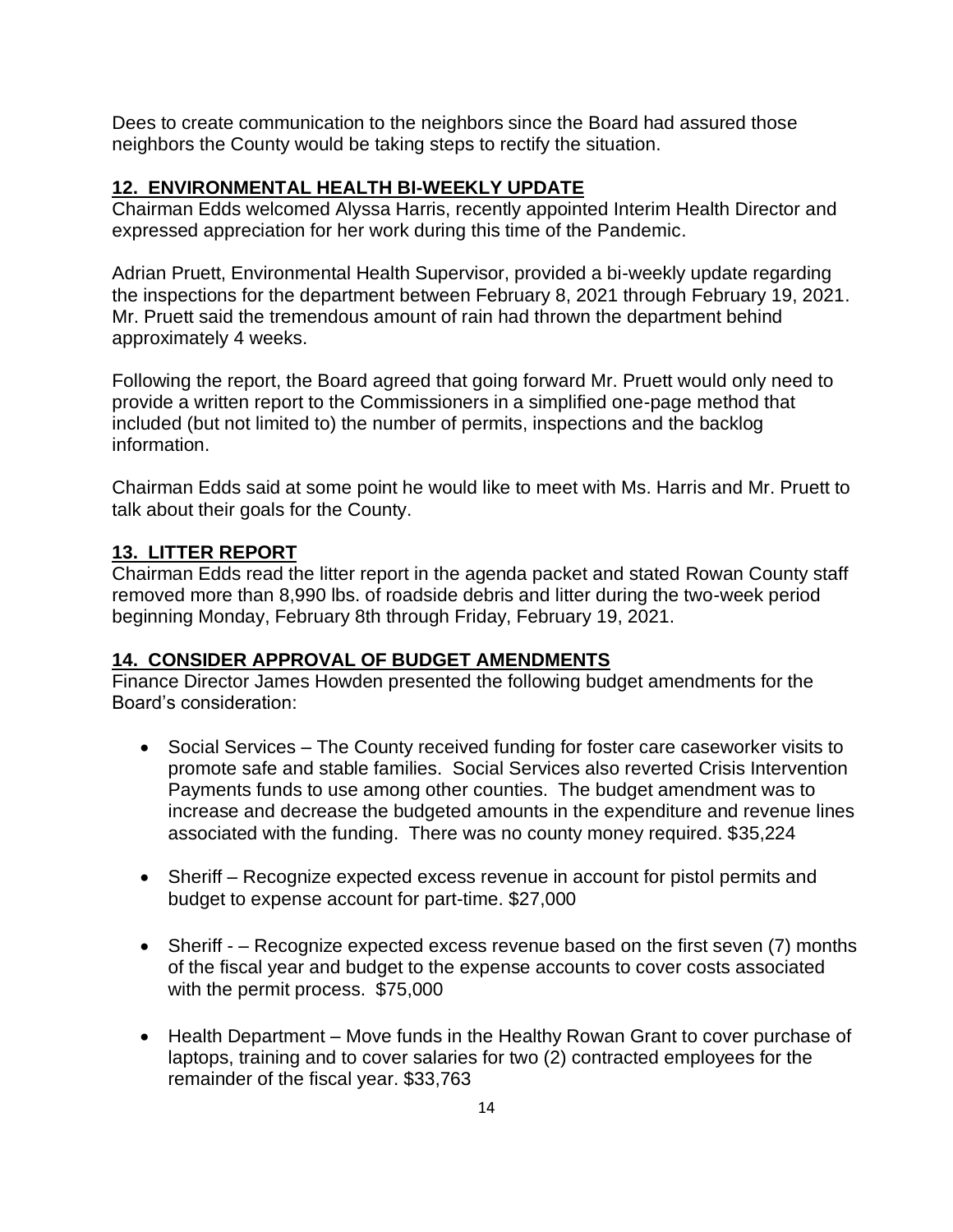Dees to create communication to the neighbors since the Board had assured those neighbors the County would be taking steps to rectify the situation.

## 12. ENVIRONMENTAL HEALTH BI-WEEKLY UPDATE

Chairman Edds welcomed Alyssa Harris, recently appointed Interim Health Director and expressed appreciation for her work during this time of the Pandemic.

Adrian Pruett, Environmental Health Supervisor, provided a bi-weekly update regarding the inspections for the department between February 8, 2021 through February 19, 2021. Mr. Pruett said the tremendous amount of rain had thrown the department behind approximately 4 weeks.

Following the report, the Board agreed that going forward Mr. Pruett would only need to provide a written report to the Commissioners in a simplified one-page method that included (but not limited to) the number of permits, inspections and the backlog information.

Chairman Edds said at some point he would like to meet with Ms. Harris and Mr. Pruett to talk about their goals for the County.

## 13. LITTER REPORT

Chairman Edds read the litter report in the agenda packet and stated Rowan County staff removed more than 8,990 lbs. of roadside debris and litter during the two-week period beginning Monday, February 8th through Friday, February 19, 2021.

## 14. CONSIDER APPROVAL OF BUDGET AMENDMENTS

Finance Director James Howden presented the following budget amendments for the Board's consideration:

- Social Services – The County received funding for foster care caseworker visits to promote safe and stable families. Social Services also reverted Crisis Intervention Payments funds to use among other counties. The budget amendment was to increase and decrease the budgeted amounts in the expenditure and revenue lines associated with the funding. There was no county money required. $35,224

- Sheriff – Recognize expected excess revenue in account for pistol permits and budget to expense account for part-time. $27,000

- Sheriff - – Recognize expected excess revenue based on the first seven (7) months of the fiscal year and budget to the expense accounts to cover costs associated with the permit process. $75,000

- Health Department – Move funds in the Healthy Rowan Grant to cover purchase of laptops, training and to cover salaries for two (2) contracted employees for the remainder of the fiscal year. $33,763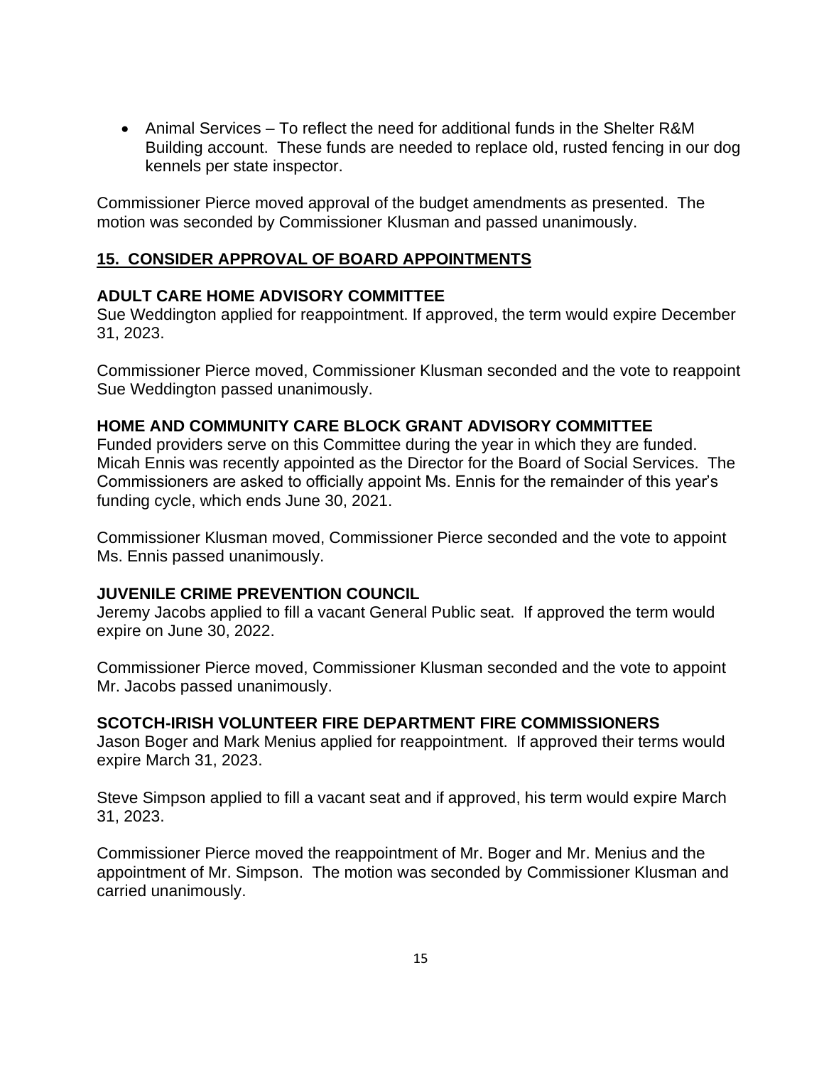- Animal Services – To reflect the need for additional funds in the Shelter R&M Building account. These funds are needed to replace old, rusted fencing in our dog kennels per state inspector.

Commissioner Pierce moved approval of the budget amendments as presented. The motion was seconded by Commissioner Klusman and passed unanimously.

## 15. CONSIDER APPROVAL OF BOARD APPOINTMENTS

### ADULT CARE HOME ADVISORY COMMITTEE

Sue Weddington applied for reappointment. If approved, the term would expire December 31, 2023.

Commissioner Pierce moved, Commissioner Klusman seconded and the vote to reappoint Sue Weddington passed unanimously.

### HOME AND COMMUNITY CARE BLOCK GRANT ADVISORY COMMITTEE

Funded providers serve on this Committee during the year in which they are funded. Micah Ennis was recently appointed as the Director for the Board of Social Services. The Commissioners are asked to officially appoint Ms. Ennis for the remainder of this year's funding cycle, which ends June 30, 2021.

Commissioner Klusman moved, Commissioner Pierce seconded and the vote to appoint Ms. Ennis passed unanimously.

### JUVENILE CRIME PREVENTION COUNCIL

Jeremy Jacobs applied to fill a vacant General Public seat. If approved the term would expire on June 30, 2022.

Commissioner Pierce moved, Commissioner Klusman seconded and the vote to appoint Mr. Jacobs passed unanimously.

### SCOTCH-IRISH VOLUNTEER FIRE DEPARTMENT FIRE COMMISSIONERS

Jason Boger and Mark Menius applied for reappointment. If approved their terms would expire March 31, 2023.

Steve Simpson applied to fill a vacant seat and if approved, his term would expire March 31, 2023.

Commissioner Pierce moved the reappointment of Mr. Boger and Mr. Menius and the appointment of Mr. Simpson. The motion was seconded by Commissioner Klusman and carried unanimously.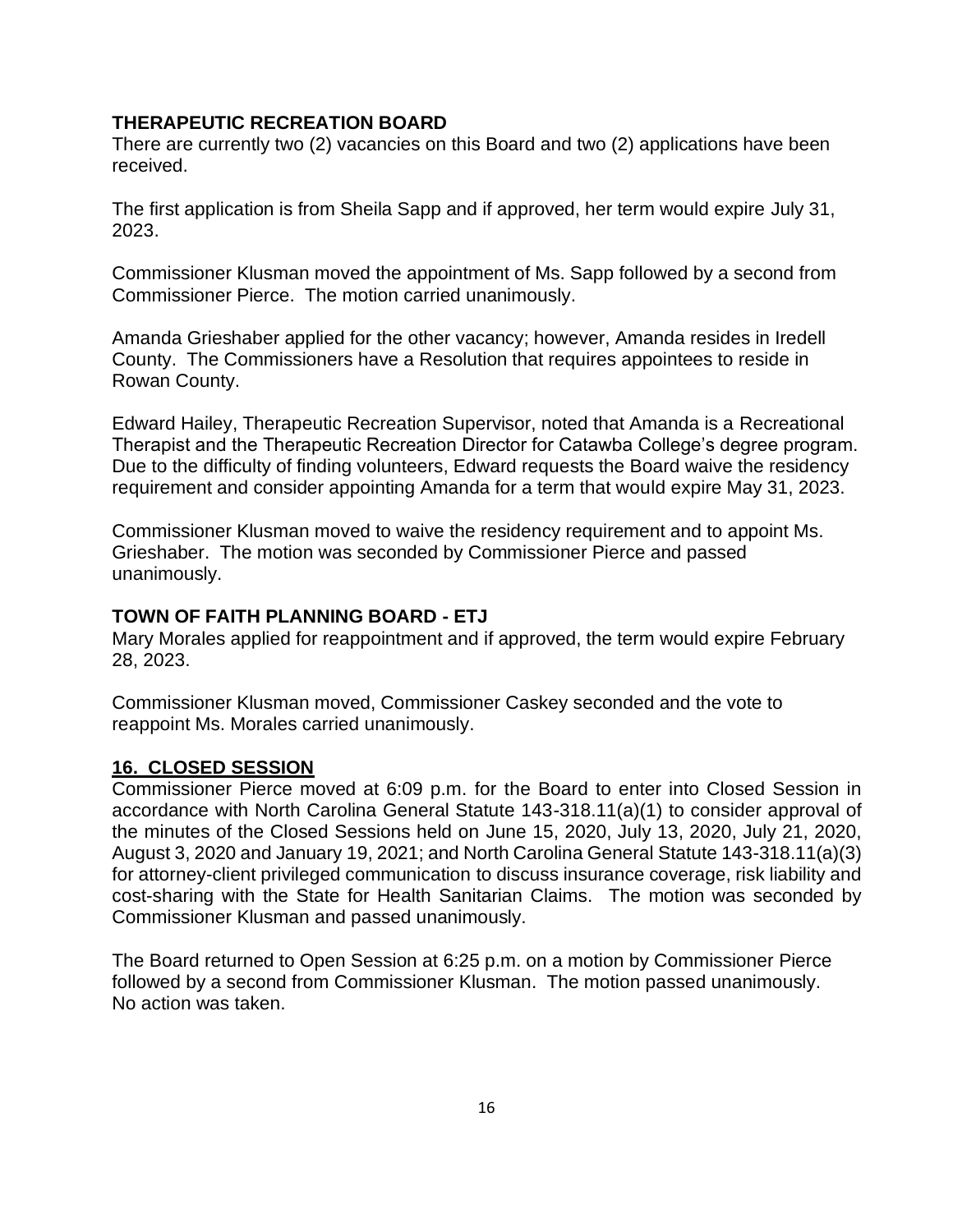### THERAPEUTIC RECREATION BOARD

There are currently two (2) vacancies on this Board and two (2) applications have been received.

The first application is from Sheila Sapp and if approved, her term would expire July 31, 2023.

Commissioner Klusman moved the appointment of Ms. Sapp followed by a second from Commissioner Pierce. The motion carried unanimously.

Amanda Grieshaber applied for the other vacancy; however, Amanda resides in Iredell County. The Commissioners have a Resolution that requires appointees to reside in Rowan County.

Edward Hailey, Therapeutic Recreation Supervisor, noted that Amanda is a Recreational Therapist and the Therapeutic Recreation Director for Catawba College's degree program. Due to the difficulty of finding volunteers, Edward requests the Board waive the residency requirement and consider appointing Amanda for a term that would expire May 31, 2023.

Commissioner Klusman moved to waive the residency requirement and to appoint Ms. Grieshaber. The motion was seconded by Commissioner Pierce and passed unanimously.

### TOWN OF FAITH PLANNING BOARD - ETJ

Mary Morales applied for reappointment and if approved, the term would expire February 28, 2023.

Commissioner Klusman moved, Commissioner Caskey seconded and the vote to reappoint Ms. Morales carried unanimously.

## 16. CLOSED SESSION

Commissioner Pierce moved at 6:09 p.m. for the Board to enter into Closed Session in accordance with North Carolina General Statute 143-318.11(a)(1) to consider approval of the minutes of the Closed Sessions held on June 15, 2020, July 13, 2020, July 21, 2020, August 3, 2020 and January 19, 2021; and North Carolina General Statute 143-318.11(a)(3) for attorney-client privileged communication to discuss insurance coverage, risk liability and cost-sharing with the State for Health Sanitarian Claims. The motion was seconded by Commissioner Klusman and passed unanimously.

The Board returned to Open Session at 6:25 p.m. on a motion by Commissioner Pierce followed by a second from Commissioner Klusman. The motion passed unanimously. No action was taken.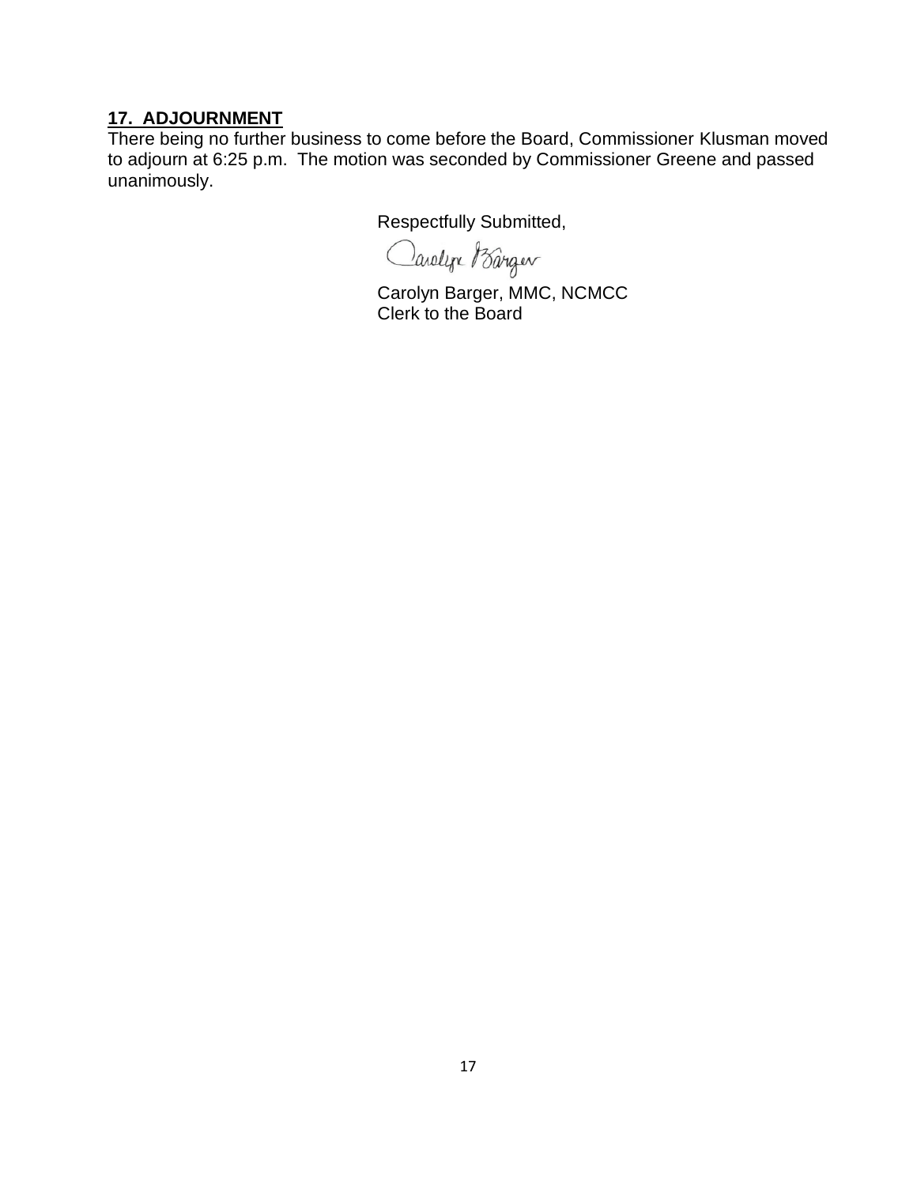## **17. ADJOURNMENT**

There being no further business to come before the Board, Commissioner Klusman moved to adjourn at 6:25 p.m. The motion was seconded by Commissioner Greene and passed unanimously.

Respectfully Submitted,

Carolyn Barger

Carolyn Barger, MMC, NCMCC
Clerk to the Board